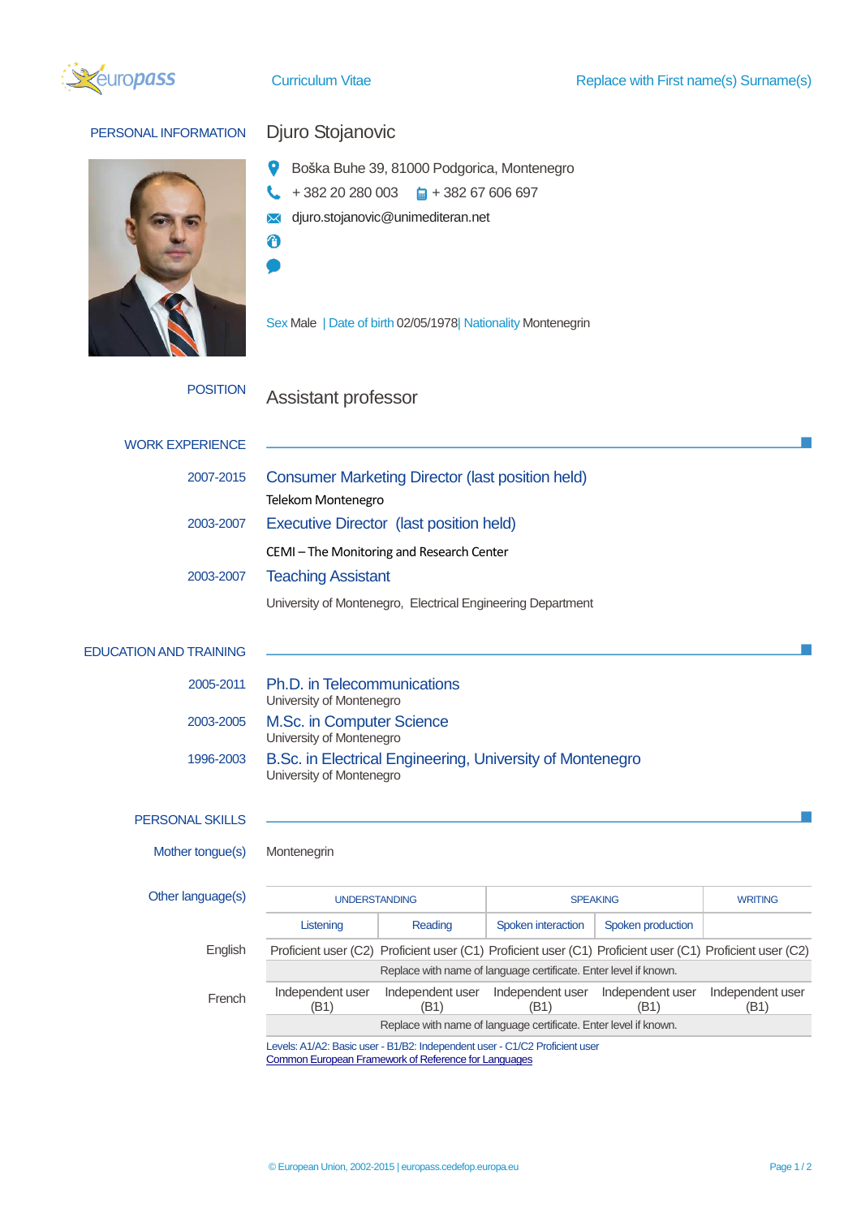Curriculum Vitae — Replace with First name(s) Surname(s)

## PERSONAL INFORMATION

### Djuro Stojanovic

Boška Buhe 39, 81000 Podgorica, Montenegro

+ 382 20 280 003    + 382 67 606 697

djuro.stojanovic@unimediteran.net

Sex Male | Date of birth 02/05/1978| Nationality Montenegrin

## POSITION

Assistant professor

## WORK EXPERIENCE

**2007-2015** — Consumer Marketing Director (last position held)

Telekom Montenegro

**2003-2007** — Executive Director (last position held)

CEMI – The Monitoring and Research Center

**2003-2007** — Teaching Assistant

University of Montenegro, Electrical Engineering Department

## EDUCATION AND TRAINING

**2005-2011** — Ph.D. in Telecommunications

University of Montenegro

**2003-2005** — M.Sc. in Computer Science

University of Montenegro

**1996-2003** — B.Sc. in Electrical Engineering, University of Montenegro

University of Montenegro

## PERSONAL SKILLS

**Mother tongue(s)** Montenegrin

**Other language(s)**

| | UNDERSTANDING | | SPEAKING | | WRITING |
|---|---|---|---|---|---|
| | Listening | Reading | Spoken interaction | Spoken production | |
| English | Proficient user (C2) | Proficient user (C1) | Proficient user (C1) | Proficient user (C1) | Proficient user (C2) |
| | Replace with name of language certificate. Enter level if known. | | | | |
| French | Independent user (B1) | Independent user (B1) | Independent user (B1) | Independent user (B1) | Independent user (B1) |
| | Replace with name of language certificate. Enter level if known. | | | | |

Levels: A1/A2: Basic user - B1/B2: Independent user - C1/C2 Proficient user
Common European Framework of Reference for Languages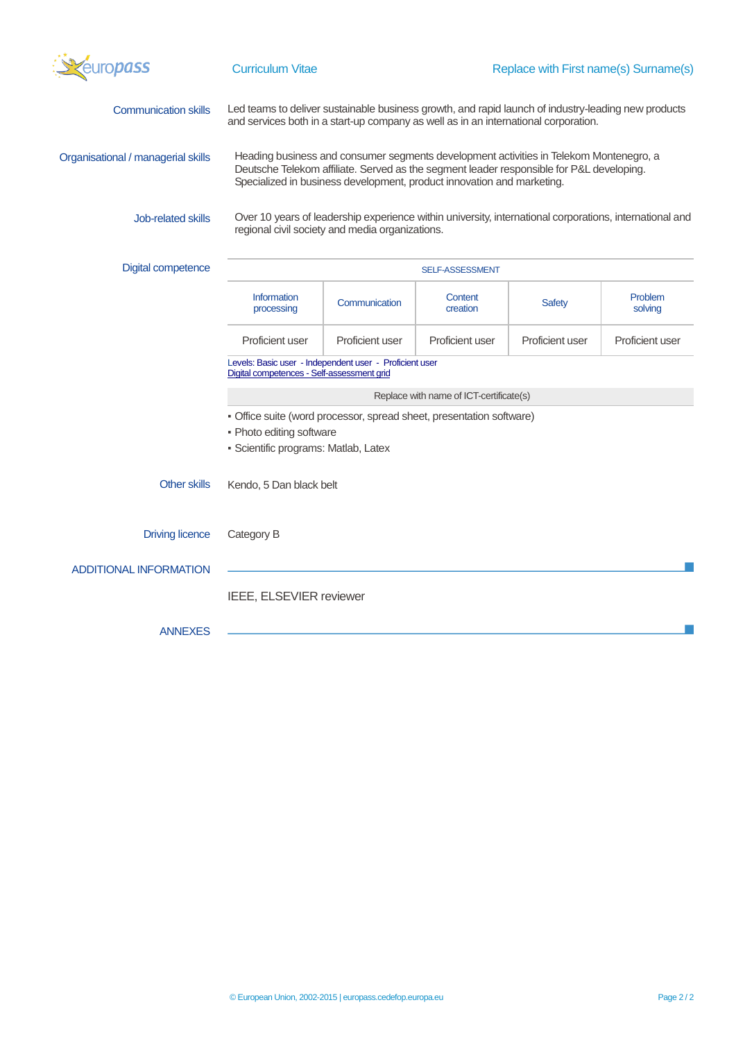**Communication skills**

Led teams to deliver sustainable business growth, and rapid launch of industry-leading new products and services both in a start-up company as well as in an international corporation.

**Organisational / managerial skills**

Heading business and consumer segments development activities in Telekom Montenegro, a Deutsche Telekom affiliate. Served as the segment leader responsible for P&L developing. Specialized in business development, product innovation and marketing.

**Job-related skills**

Over 10 years of leadership experience within university, international corporations, international and regional civil society and media organizations.

**Digital competence**

| SELF-ASSESSMENT | | | | |
|---|---|---|---|---|
| Information processing | Communication | Content creation | Safety | Problem solving |
| Proficient user | Proficient user | Proficient user | Proficient user | Proficient user |

Levels: Basic user - Independent user - Proficient user
Digital competences - Self-assessment grid

Replace with name of ICT-certificate(s)

- Office suite (word processor, spread sheet, presentation software)
- Photo editing software
- Scientific programs: Matlab, Latex

**Other skills**

Kendo, 5 Dan black belt

**Driving licence**

Category B

## ADDITIONAL INFORMATION

IEEE, ELSEVIER reviewer

## ANNEXES